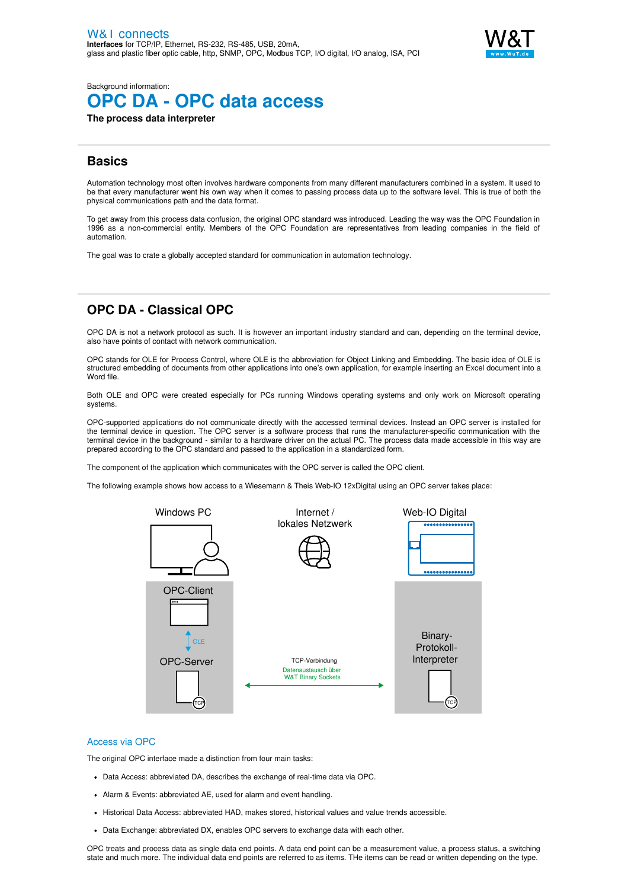W&T connects
**Interfaces** for TCP/IP, Ethernet, RS-232, RS-485, USB, 20mA, glass and plastic fiber optic cable, http, SNMP, OPC, Modbus TCP, I/O digital, I/O analog, ISA, PCI

Background information:

# OPC DA - OPC data access

**The process data interpreter**

## Basics

Automation technology most often involves hardware components from many different manufacturers combined in a system. It used to be that every manufacturer went his own way when it comes to passing process data up to the software level. This is true of both the physical communications path and the data format.

To get away from this process data confusion, the original OPC standard was introduced. Leading the way was the OPC Foundation in 1996 as a non-commercial entity. Members of the OPC Foundation are representatives from leading companies in the field of automation.

The goal was to crate a globally accepted standard for communication in automation technology.

## OPC DA - Classical OPC

OPC DA is not a network protocol as such. It is however an important industry standard and can, depending on the terminal device, also have points of contact with network communication.

OPC stands for OLE for Process Control, where OLE is the abbreviation for Object Linking and Embedding. The basic idea of OLE is structured embedding of documents from other applications into one's own application, for example inserting an Excel document into a Word file.

Both OLE and OPC were created especially for PCs running Windows operating systems and only work on Microsoft operating systems.

OPC-supported applications do not communicate directly with the accessed terminal devices. Instead an OPC server is installed for the terminal device in question. The OPC server is a software process that runs the manufacturer-specific communication with the terminal device in the background - similar to a hardware driver on the actual PC. The process data made accessible in this way are prepared according to the OPC standard and passed to the application in a standardized form.

The component of the application which communicates with the OPC server is called the OPC client.

The following example shows how access to a Wiesemann & Theis Web-IO 12xDigital using an OPC server takes place:

Windows PC | Internet / lokales Netzwerk | Web-IO Digital

OPC-Client — OLE — OPC-Server (TCP) ⟷ TCP-Verbindung: Datenaustausch über W&T Binary Sockets ⟷ Binary-Protokoll-Interpreter (TCP)

### Access via OPC

The original OPC interface made a distinction from four main tasks:

- Data Access: abbreviated DA, describes the exchange of real-time data via OPC.
- Alarm & Events: abbreviated AE, used for alarm and event handling.
- Historical Data Access: abbreviated HAD, makes stored, historical values and value trends accessible.
- Data Exchange: abbreviated DX, enables OPC servers to exchange data with each other.

OPC treats and process data as single data end points. A data end point can be a measurement value, a process status, a switching state and much more. The individual data end points are referred to as items. THe items can be read or written depending on the type.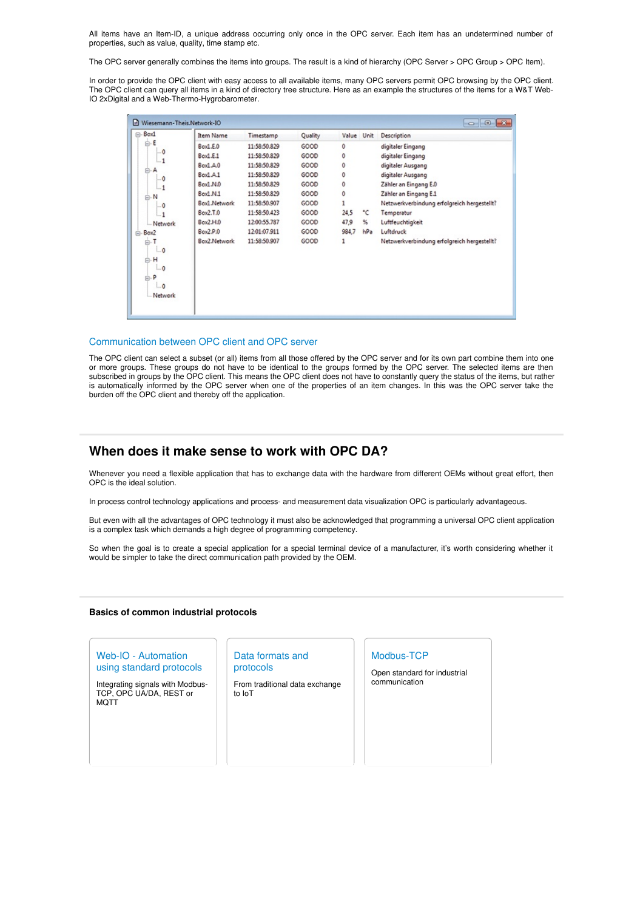All items have an Item-ID, a unique address occurring only once in the OPC server. Each item has an undetermined number of properties, such as value, quality, time stamp etc.

The OPC server generally combines the items into groups. The result is a kind of hierarchy (OPC Server > OPC Group > OPC Item).

In order to provide the OPC client with easy access to all available items, many OPC servers permit OPC browsing by the OPC client. The OPC client can query all items in a kind of directory tree structure. Here as an example the structures of the items for a W&T Web-IO 2xDigital and a Web-Thermo-Hygrobarometer.

| Item Name | Timestamp | Quality | Value | Unit | Description |
|---|---|---|---|---|---|
| Box1.E.0 | 11:58:50.829 | GOOD | 0 | | digitaler Eingang |
| Box1.E.1 | 11:58:50.829 | GOOD | 0 | | digitaler Eingang |
| Box1.A.0 | 11:58:50.829 | GOOD | 0 | | digitaler Ausgang |
| Box1.A.1 | 11:58:50.829 | GOOD | 0 | | digitaler Ausgang |
| Box1.N.0 | 11:58:50.829 | GOOD | 0 | | Zähler an Eingang E.0 |
| Box1.N.1 | 11:58:50.829 | GOOD | 0 | | Zähler an Eingang E.1 |
| Box1.Network | 11:58:50.907 | GOOD | 1 | | Netzwerkverbindung erfolgreich hergestellt? |
| Box2.T.0 | 11:58:50.423 | GOOD | 24,5 | °C | Temperatur |
| Box2.H.0 | 12:00:55.787 | GOOD | 47,9 | % | Luftfeuchtigkeit |
| Box2.P.0 | 12:01:07.911 | GOOD | 984,7 | hPa | Luftdruck |
| Box2.Network | 11:58:50.907 | GOOD | 1 | | Netzwerkverbindung erfolgreich hergestellt? |

## Communication between OPC client and OPC server

The OPC client can select a subset (or all) items from all those offered by the OPC server and for its own part combine them into one or more groups. These groups do not have to be identical to the groups formed by the OPC server. The selected items are then subscribed in groups by the OPC client. This means the OPC client does not have to constantly query the status of the items, but rather is automatically informed by the OPC server when one of the properties of an item changes. In this was the OPC server take the burden off the OPC client and thereby off the application.

# When does it make sense to work with OPC DA?

Whenever you need a flexible application that has to exchange data with the hardware from different OEMs without great effort, then OPC is the ideal solution.

In process control technology applications and process- and measurement data visualization OPC is particularly advantageous.

But even with all the advantages of OPC technology it must also be acknowledged that programming a universal OPC client application is a complex task which demands a high degree of programming competency.

So when the goal is to create a special application for a special terminal device of a manufacturer, it's worth considering whether it would be simpler to take the direct communication path provided by the OEM.

### Basics of common industrial protocols

**Web-IO - Automation using standard protocols**

Integrating signals with Modbus-TCP, OPC UA/DA, REST or MQTT

**Data formats and protocols**

From traditional data exchange to IoT

**Modbus-TCP**

Open standard for industrial communication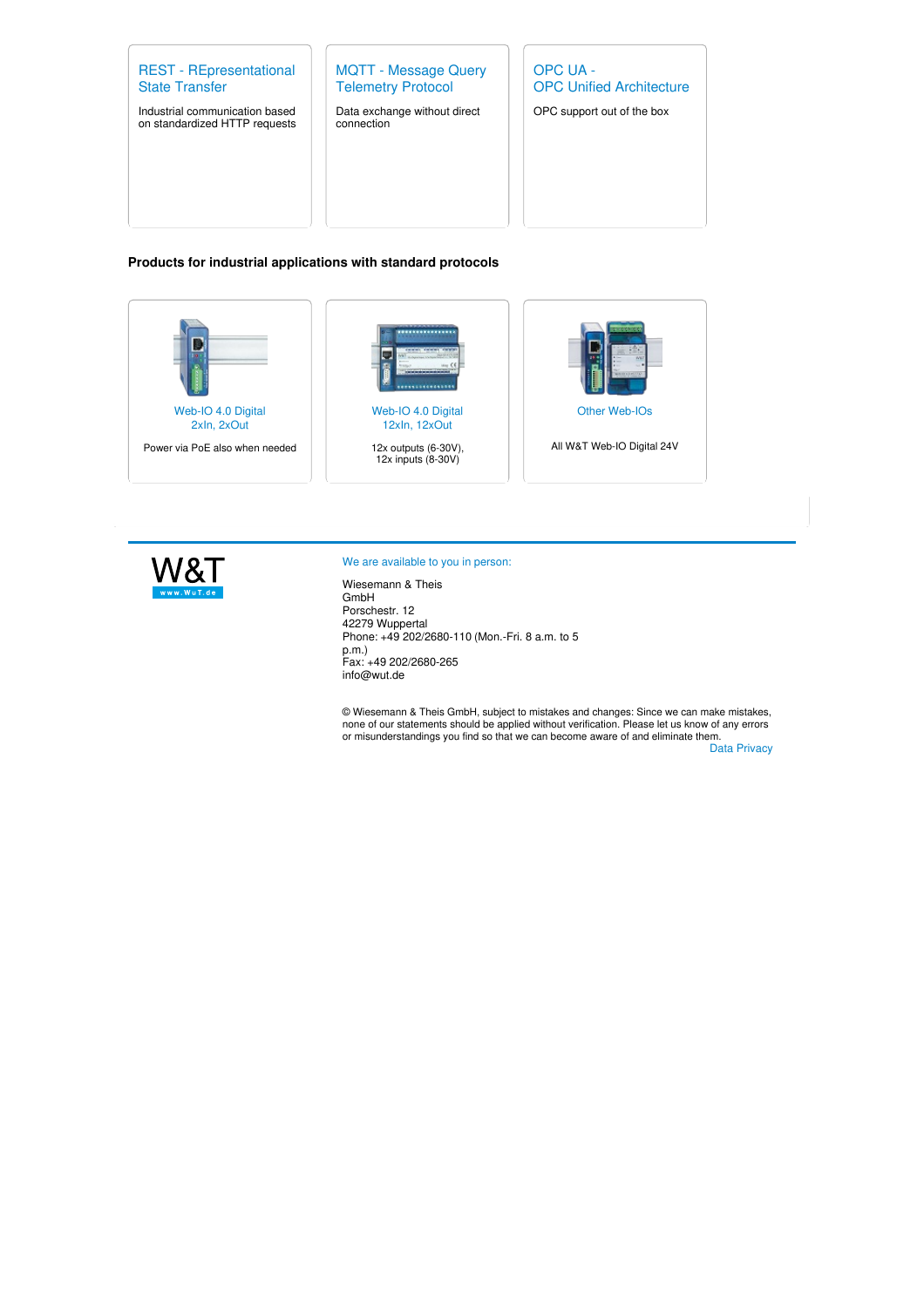### REST - REpresentational State Transfer

Industrial communication based on standardized HTTP requests

### MQTT - Message Query Telemetry Protocol

Data exchange without direct connection

### OPC UA - OPC Unified Architecture

OPC support out of the box

## Products for industrial applications with standard protocols

### Web-IO 4.0 Digital 2xIn, 2xOut

Power via PoE also when needed

### Web-IO 4.0 Digital 12xIn, 12xOut

12x outputs (6-30V),
12x inputs (8-30V)

### Other Web-IOs

All W&T Web-IO Digital 24V

---

W&T
www.WuT.de

We are available to you in person:

Wiesemann & Theis
GmbH
Porschestr. 12
42279 Wuppertal
Phone: +49 202/2680-110 (Mon.-Fri. 8 a.m. to 5 p.m.)
Fax: +49 202/2680-265
info@wut.de

© Wiesemann & Theis GmbH, subject to mistakes and changes: Since we can make mistakes, none of our statements should be applied without verification. Please let us know of any errors or misunderstandings you find so that we can become aware of and eliminate them.

Data Privacy